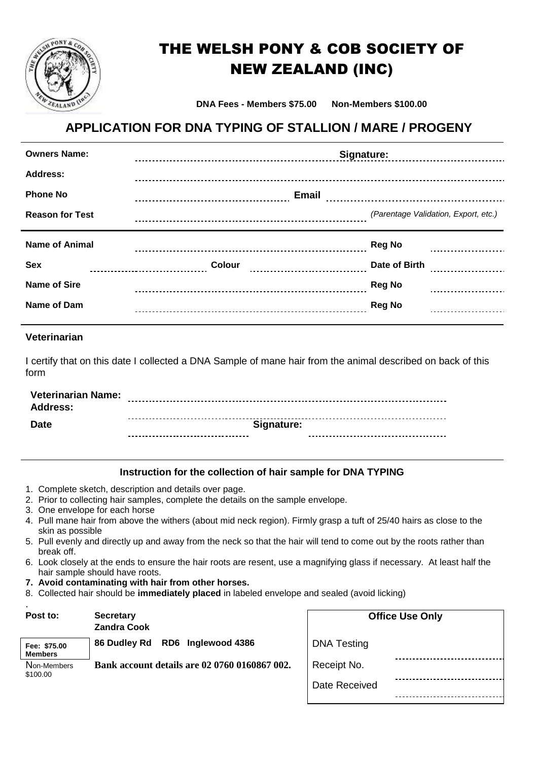# THE WELSH PONY & COB SOCIETY OF NEW ZEALAND (INC)

**DNA Fees - Members $75.00 Non-Members $100.00**

## APPLICATION FOR DNA TYPING OF STALLION / MARE / PROGENY

**Owners Name:** .................................................... **Signature:** ....................................................

**Address:** ........................................................................................................................

**Phone No** .................................................... **Email** ....................................................

**Reason for Test** .................................................... *(Parentage Validation, Export, etc.)*

---

**Name of Animal** .................................................... **Reg No** ....................

**Sex** .................... **Colour** .................... **Date of Birth** ....................

**Name of Sire** .................................................... **Reg No** ....................

**Name of Dam** .................................................... **Reg No** ....................

---

### Veterinarian

I certify that on this date I collected a DNA Sample of mane hair from the animal described on back of this form

**Veterinarian Name:** ........................................................................................................

**Address:** ........................................................................................................................

**Date** .................................... **Signature:** ....................................................

---

### Instruction for the collection of hair sample for DNA TYPING

1. Complete sketch, description and details over page.
2. Prior to collecting hair samples, complete the details on the sample envelope.
3. One envelope for each horse
4. Pull mane hair from above the withers (about mid neck region). Firmly grasp a tuft of 25/40 hairs as close to the skin as possible
5. Pull evenly and directly up and away from the neck so that the hair will tend to come out by the roots rather than break off.
6. Look closely at the ends to ensure the hair roots are resent, use a magnifying glass if necessary. At least half the hair sample should have roots.
7. **Avoid contaminating with hair from other horses.**
8. Collected hair should be **immediately placed** in labeled envelope and sealed (avoid licking)

**Post to:** **Secretary**
**Zandra Cook**
**86 Dudley Rd RD6 Inglewood 4386**

**Bank account details are 02 0760 0160867 002.**

**Fee: $75.00 Members**
Non-Members $100.00

| Office Use Only | |
|---|---|
| DNA Testing | |
| Receipt No. | |
| Date Received | |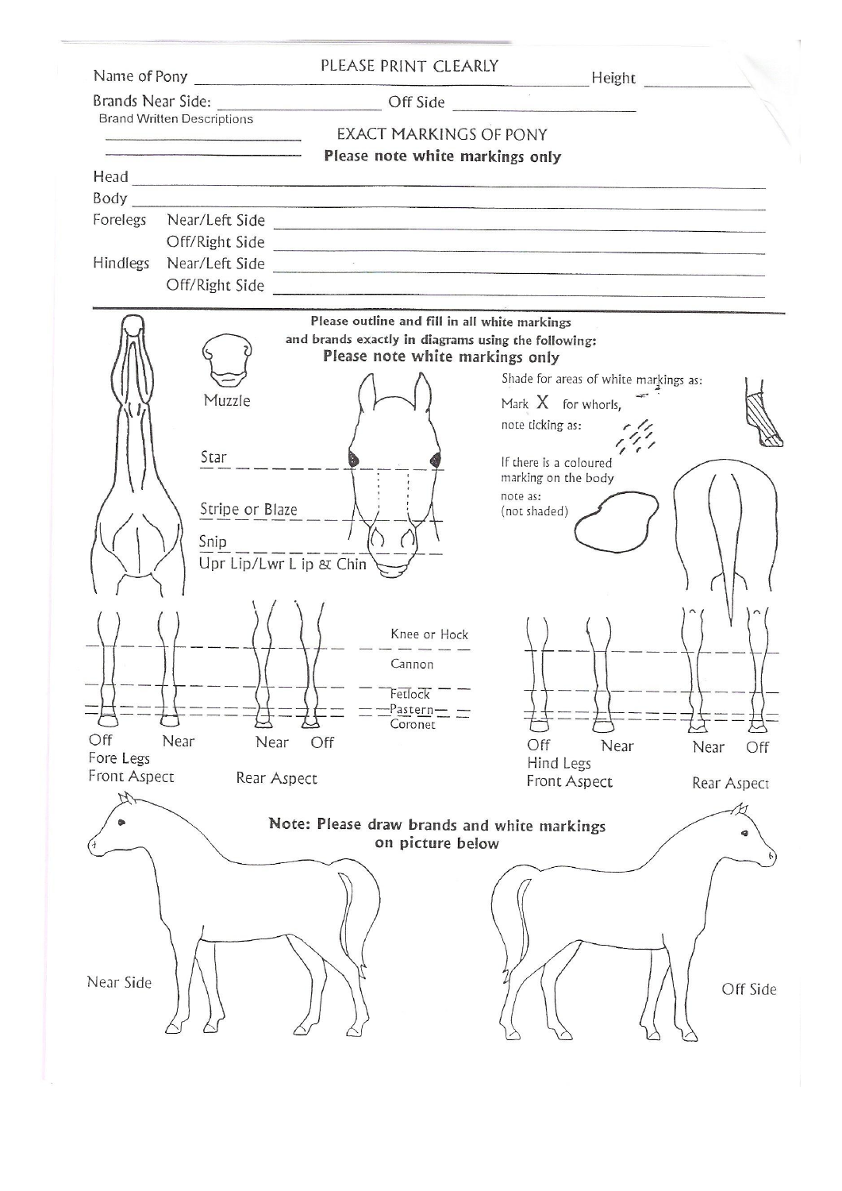Name of Pony ______________________ PLEASE PRINT CLEARLY ______________________ Height ____________

Brands Near Side: ____________________ Off Side ____________________

Brand Written Descriptions

______________________

______________________

**EXACT MARKINGS OF PONY**

**Please note white markings only**

Head ______________________________________________

Body ______________________________________________

Forelegs Near/Left Side ______________________________________________

Off/Right Side ______________________________________________

Hindlegs Near/Left Side ______________________________________________

Off/Right Side ______________________________________________

---

**Please outline and fill in all white markings and brands exactly in diagrams using the following:**

**Please note white markings only**

Muzzle

Star

Stripe or Blaze

Snip

Upr Lip/Lwr L ip & Chin

Shade for areas of white markings as:

Mark X for whorls,

note ticking as:

If there is a coloured marking on the body note as: (not shaded)

Knee or Hock

Cannon

Fetlock

Pastern

Coronet

Off Near

Fore Legs

Front Aspect

Near Off

Rear Aspect

Off Near

Hind Legs

Front Aspect

Near Off

Rear Aspect

**Note: Please draw brands and white markings on picture below**

Near Side

Off Side